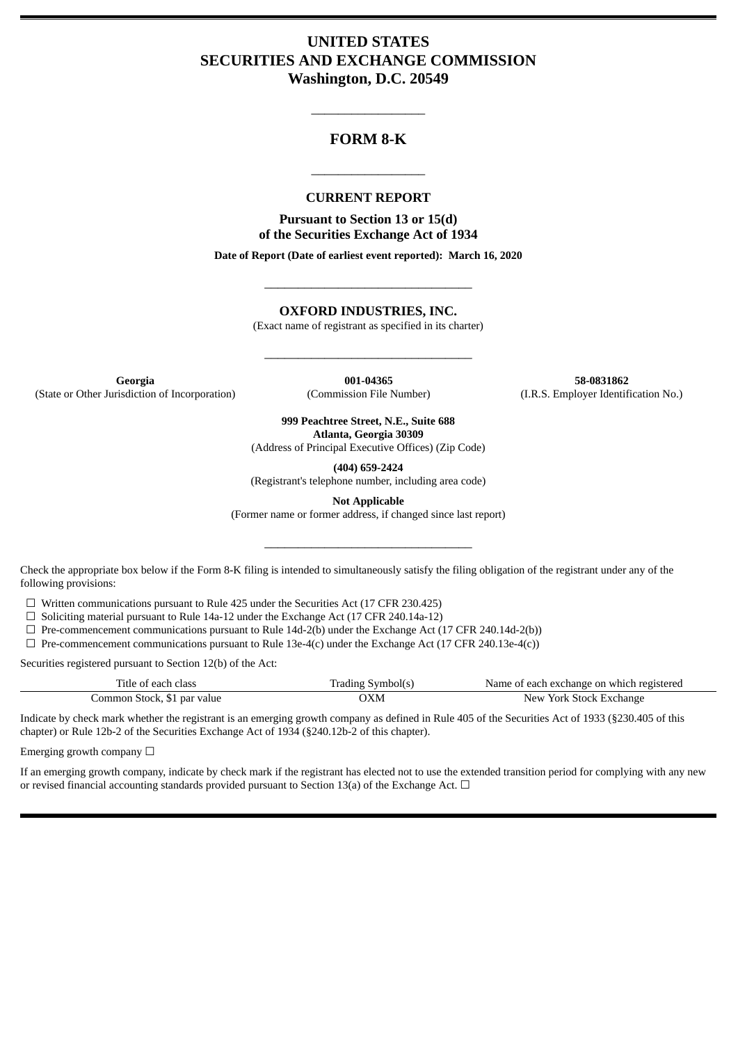# UNITED STATES
# SECURITIES AND EXCHANGE COMMISSION
## Washington, D.C. 20549

---

# FORM 8-K

---

## CURRENT REPORT

**Pursuant to Section 13 or 15(d)**
**of the Securities Exchange Act of 1934**

**Date of Report (Date of earliest event reported): March 16, 2020**

---

## OXFORD INDUSTRIES, INC.

(Exact name of registrant as specified in its charter)

---

| **Georgia** | **001-04365** | **58-0831862** |
|---|---|---|
| (State or Other Jurisdiction of Incorporation) | (Commission File Number) | (I.R.S. Employer Identification No.) |

**999 Peachtree Street, N.E., Suite 688**
**Atlanta, Georgia 30309**
(Address of Principal Executive Offices) (Zip Code)

**(404) 659-2424**
(Registrant's telephone number, including area code)

**Not Applicable**
(Former name or former address, if changed since last report)

---

Check the appropriate box below if the Form 8-K filing is intended to simultaneously satisfy the filing obligation of the registrant under any of the following provisions:

☐ Written communications pursuant to Rule 425 under the Securities Act (17 CFR 230.425)
☐ Soliciting material pursuant to Rule 14a-12 under the Exchange Act (17 CFR 240.14a-12)
☐ Pre-commencement communications pursuant to Rule 14d-2(b) under the Exchange Act (17 CFR 240.14d-2(b))
☐ Pre-commencement communications pursuant to Rule 13e-4(c) under the Exchange Act (17 CFR 240.13e-4(c))

Securities registered pursuant to Section 12(b) of the Act:

| Title of each class | Trading Symbol(s) | Name of each exchange on which registered |
|---|---|---|
| Common Stock, $1 par value | OXM | New York Stock Exchange |

Indicate by check mark whether the registrant is an emerging growth company as defined in Rule 405 of the Securities Act of 1933 (§230.405 of this chapter) or Rule 12b-2 of the Securities Exchange Act of 1934 (§240.12b-2 of this chapter).

Emerging growth company ☐

If an emerging growth company, indicate by check mark if the registrant has elected not to use the extended transition period for complying with any new or revised financial accounting standards provided pursuant to Section 13(a) of the Exchange Act. ☐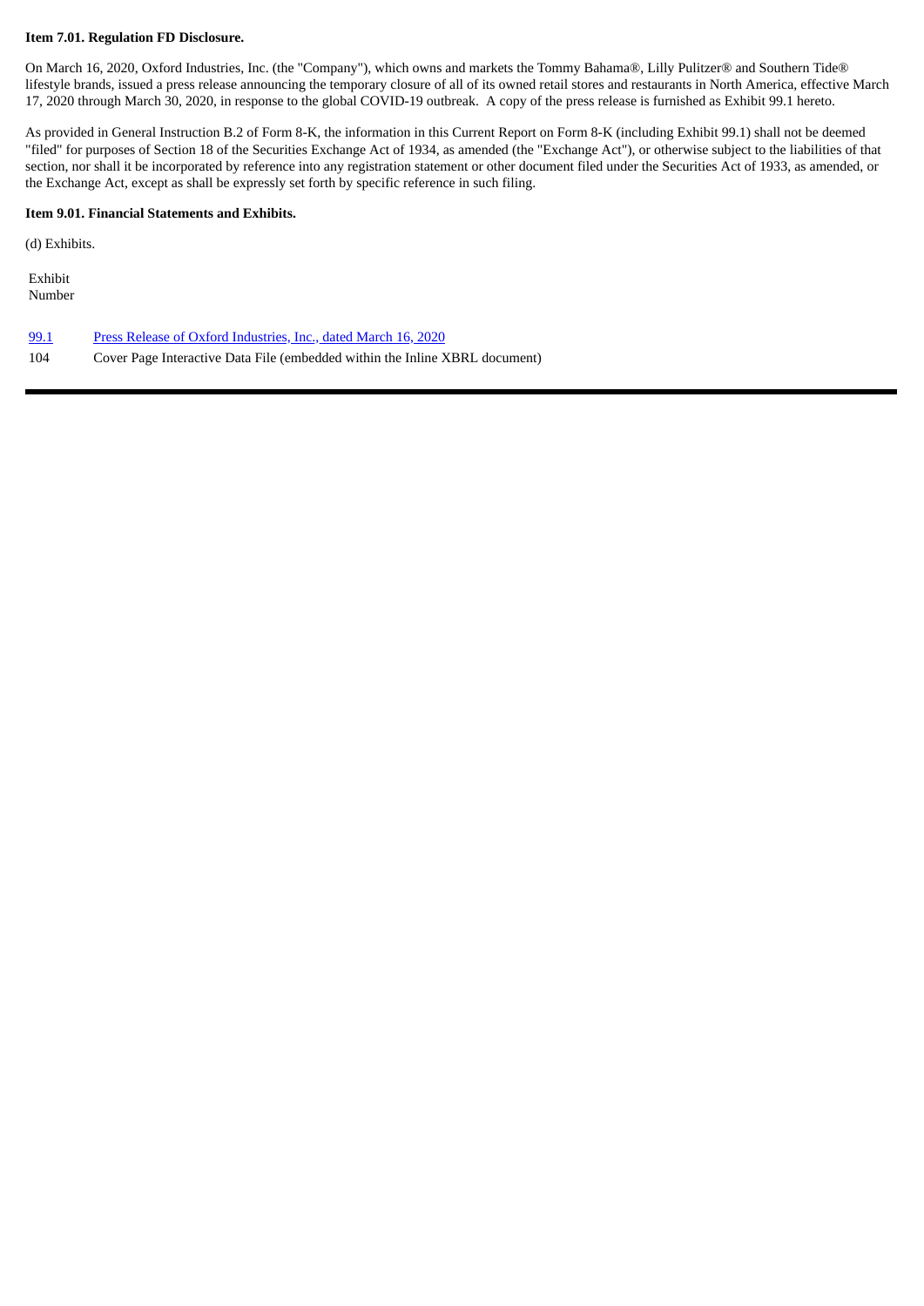**Item 7.01. Regulation FD Disclosure.**

On March 16, 2020, Oxford Industries, Inc. (the "Company"), which owns and markets the Tommy Bahama®, Lilly Pulitzer® and Southern Tide® lifestyle brands, issued a press release announcing the temporary closure of all of its owned retail stores and restaurants in North America, effective March 17, 2020 through March 30, 2020, in response to the global COVID-19 outbreak. A copy of the press release is furnished as Exhibit 99.1 hereto.

As provided in General Instruction B.2 of Form 8-K, the information in this Current Report on Form 8-K (including Exhibit 99.1) shall not be deemed "filed" for purposes of Section 18 of the Securities Exchange Act of 1934, as amended (the "Exchange Act"), or otherwise subject to the liabilities of that section, nor shall it be incorporated by reference into any registration statement or other document filed under the Securities Act of 1933, as amended, or the Exchange Act, except as shall be expressly set forth by specific reference in such filing.

**Item 9.01. Financial Statements and Exhibits.**

(d) Exhibits.

| Exhibit Number | |
|---|---|
| 99.1 | Press Release of Oxford Industries, Inc., dated March 16, 2020 |
| 104 | Cover Page Interactive Data File (embedded within the Inline XBRL document) |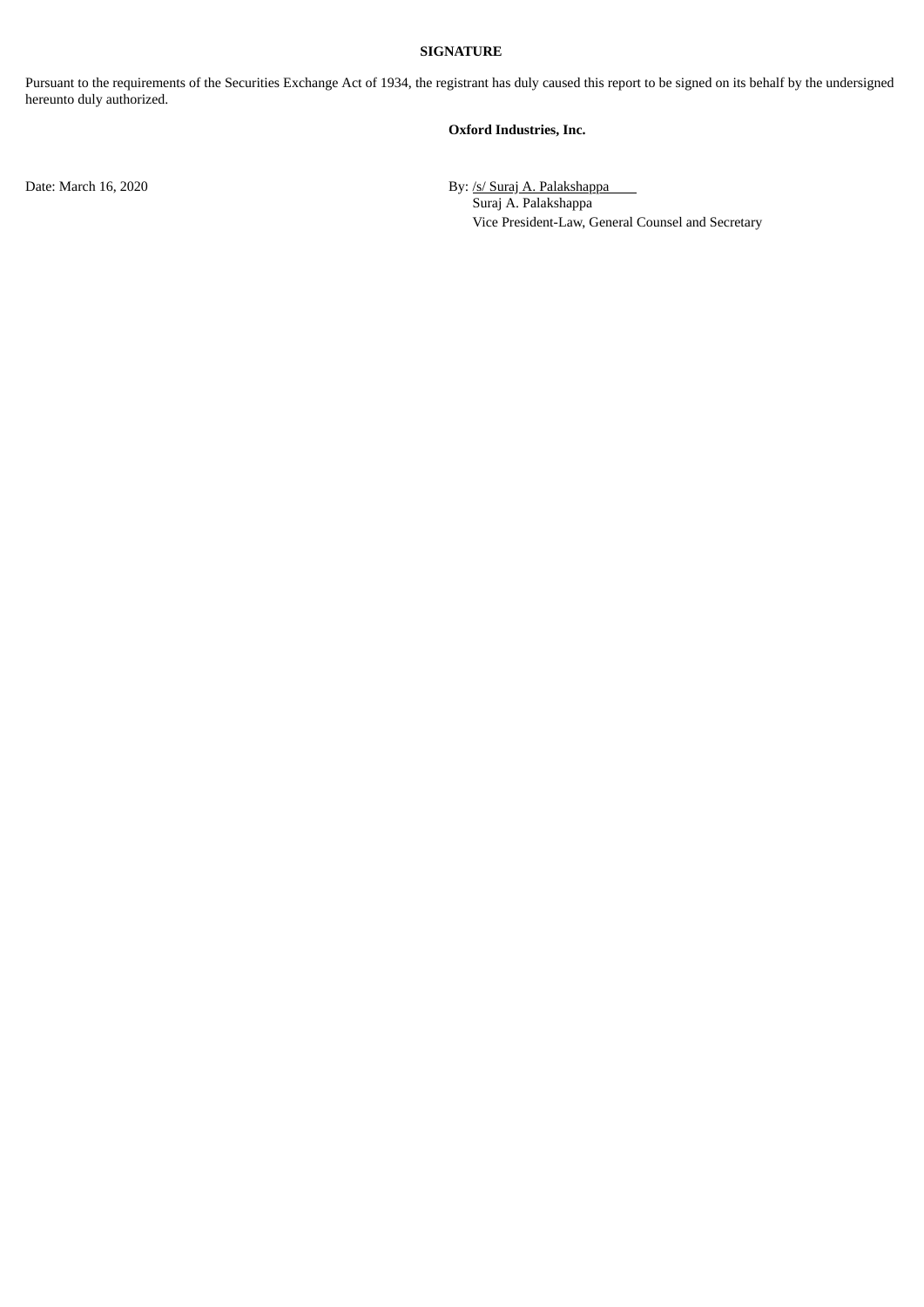**SIGNATURE**

Pursuant to the requirements of the Securities Exchange Act of 1934, the registrant has duly caused this report to be signed on its behalf by the undersigned hereunto duly authorized.

**Oxford Industries, Inc.**

Date: March 16, 2020

By: /s/ Suraj A. Palakshappa
Suraj A. Palakshappa
Vice President-Law, General Counsel and Secretary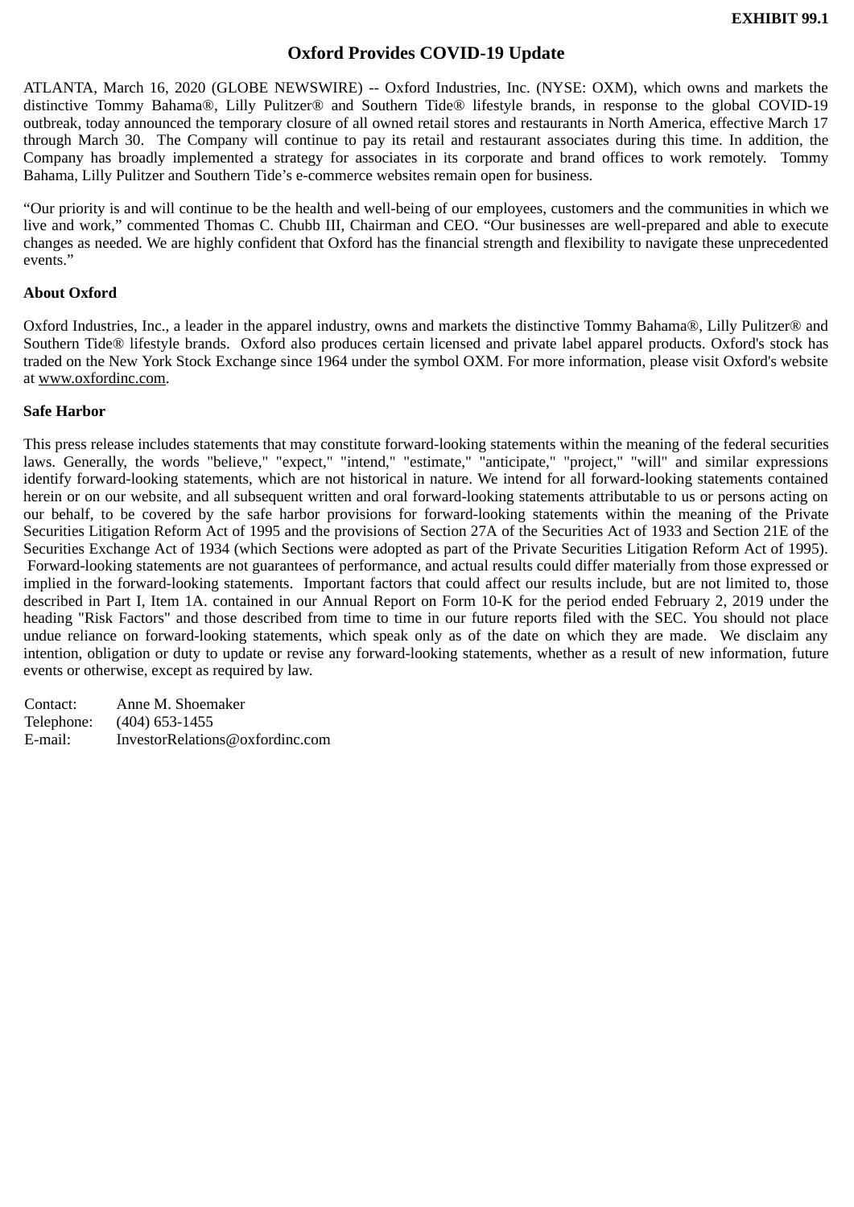**EXHIBIT 99.1**

# Oxford Provides COVID-19 Update

ATLANTA, March 16, 2020 (GLOBE NEWSWIRE) -- Oxford Industries, Inc. (NYSE: OXM), which owns and markets the distinctive Tommy Bahama®, Lilly Pulitzer® and Southern Tide® lifestyle brands, in response to the global COVID-19 outbreak, today announced the temporary closure of all owned retail stores and restaurants in North America, effective March 17 through March 30. The Company will continue to pay its retail and restaurant associates during this time. In addition, the Company has broadly implemented a strategy for associates in its corporate and brand offices to work remotely. Tommy Bahama, Lilly Pulitzer and Southern Tide's e-commerce websites remain open for business.

"Our priority is and will continue to be the health and well-being of our employees, customers and the communities in which we live and work," commented Thomas C. Chubb III, Chairman and CEO. "Our businesses are well-prepared and able to execute changes as needed. We are highly confident that Oxford has the financial strength and flexibility to navigate these unprecedented events."

**About Oxford**

Oxford Industries, Inc., a leader in the apparel industry, owns and markets the distinctive Tommy Bahama®, Lilly Pulitzer® and Southern Tide® lifestyle brands. Oxford also produces certain licensed and private label apparel products. Oxford's stock has traded on the New York Stock Exchange since 1964 under the symbol OXM. For more information, please visit Oxford's website at www.oxfordinc.com.

**Safe Harbor**

This press release includes statements that may constitute forward-looking statements within the meaning of the federal securities laws. Generally, the words "believe," "expect," "intend," "estimate," "anticipate," "project," "will" and similar expressions identify forward-looking statements, which are not historical in nature. We intend for all forward-looking statements contained herein or on our website, and all subsequent written and oral forward-looking statements attributable to us or persons acting on our behalf, to be covered by the safe harbor provisions for forward-looking statements within the meaning of the Private Securities Litigation Reform Act of 1995 and the provisions of Section 27A of the Securities Act of 1933 and Section 21E of the Securities Exchange Act of 1934 (which Sections were adopted as part of the Private Securities Litigation Reform Act of 1995). Forward-looking statements are not guarantees of performance, and actual results could differ materially from those expressed or implied in the forward-looking statements. Important factors that could affect our results include, but are not limited to, those described in Part I, Item 1A. contained in our Annual Report on Form 10-K for the period ended February 2, 2019 under the heading "Risk Factors" and those described from time to time in our future reports filed with the SEC. You should not place undue reliance on forward-looking statements, which speak only as of the date on which they are made. We disclaim any intention, obligation or duty to update or revise any forward-looking statements, whether as a result of new information, future events or otherwise, except as required by law.

| | |
|---|---|
| Contact: | Anne M. Shoemaker |
| Telephone: | (404) 653-1455 |
| E-mail: | InvestorRelations@oxfordinc.com |